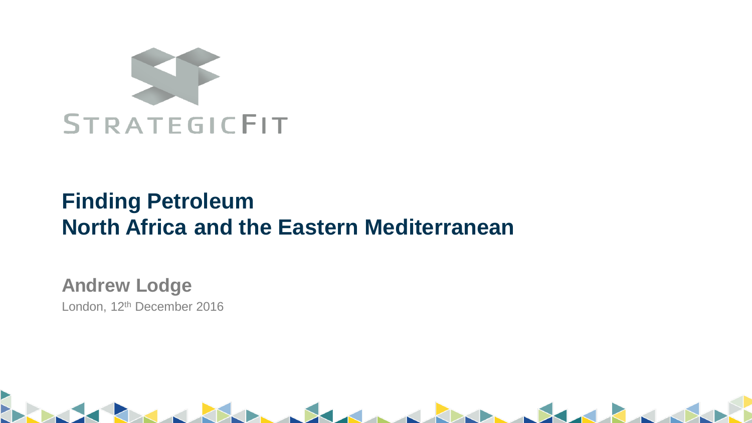STRATEGICFIT

# Finding Petroleum
# North Africa and the Eastern Mediterranean

**Andrew Lodge**

London, 12th December 2016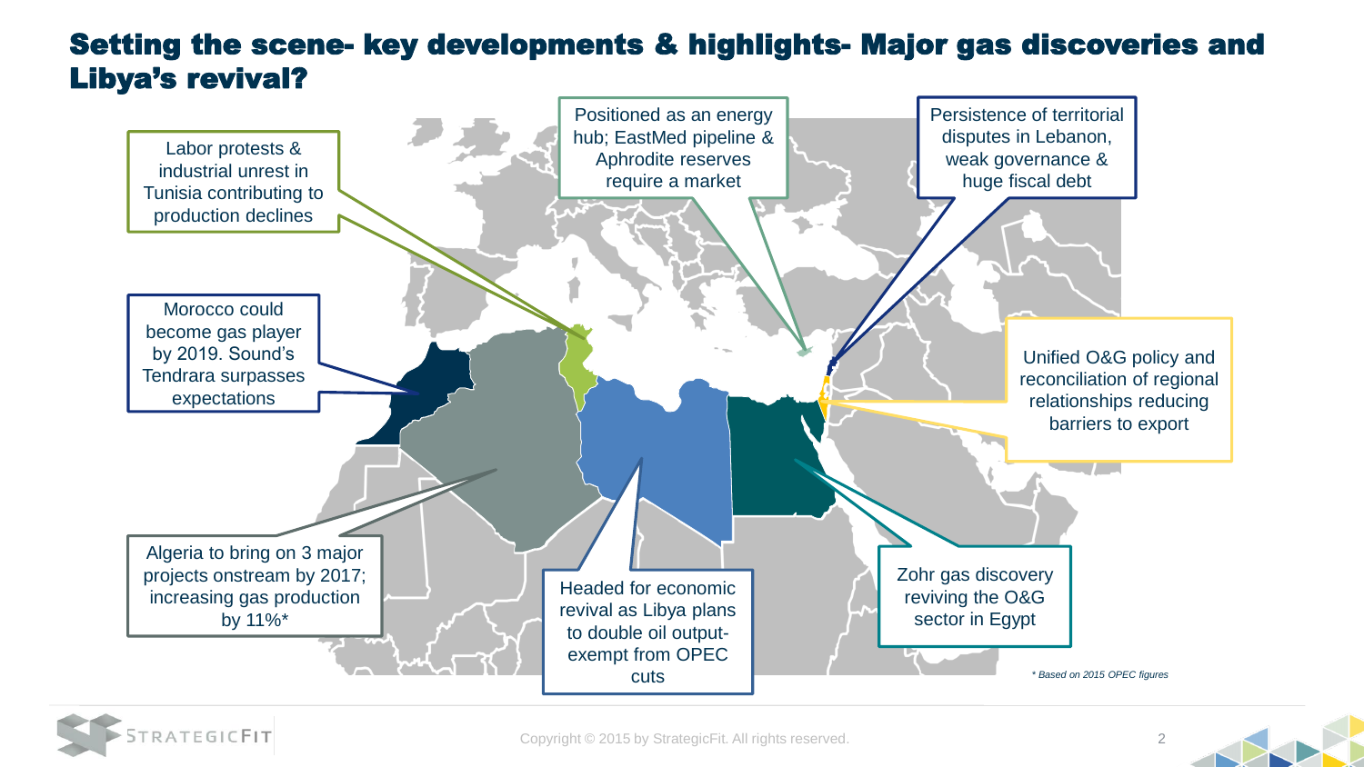# Setting the scene- key developments & highlights- Major gas discoveries and Libya's revival?

Labor protests & industrial unrest in Tunisia contributing to production declines

Positioned as an energy hub; EastMed pipeline & Aphrodite reserves require a market

Persistence of territorial disputes in Lebanon, weak governance & huge fiscal debt

Morocco could become gas player by 2019. Sound's Tendrara surpasses expectations

Unified O&G policy and reconciliation of regional relationships reducing barriers to export

Algeria to bring on 3 major projects onstream by 2017; increasing gas production by 11%*

Headed for economic revival as Libya plans to double oil output- exempt from OPEC cuts

Zohr gas discovery reviving the O&G sector in Egypt

*\* Based on 2015 OPEC figures*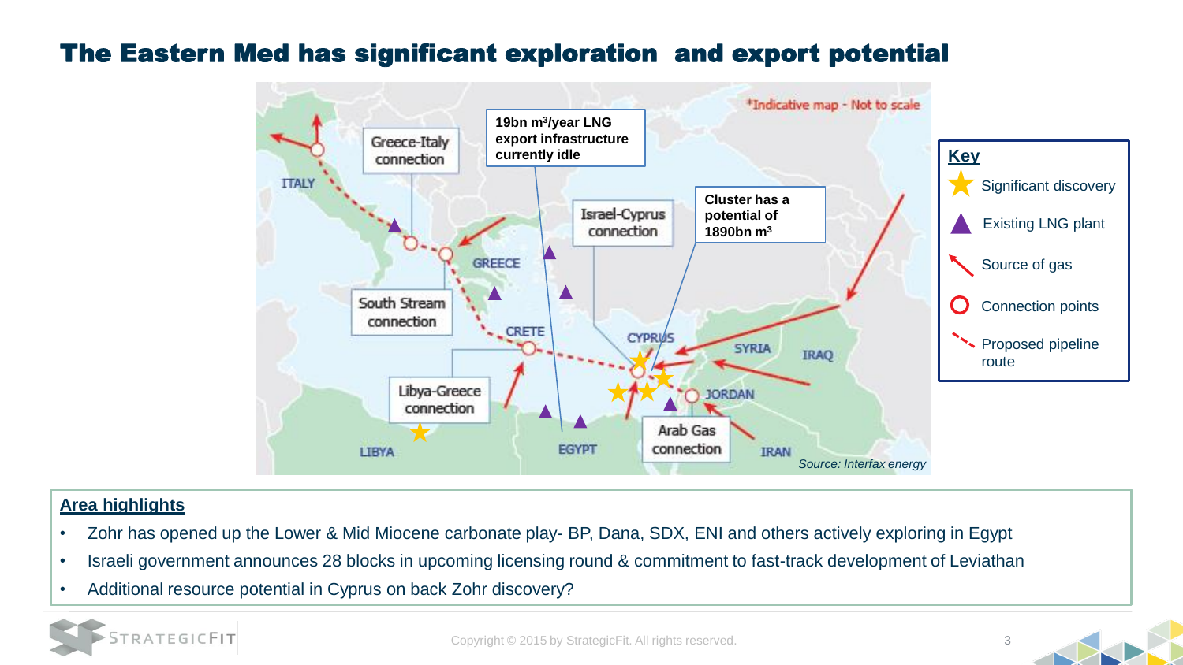# The Eastern Med has significant exploration and export potential

*Indicative map - Not to scale

19bn $m^3$/year LNG export infrastructure currently idle

Cluster has a potential of 1890bn $m^3$

Greece-Italy connection

Israel-Cyprus connection

South Stream connection

Libya-Greece connection

Arab Gas connection

ITALY

GREECE

CRETE

CYPRUS

SYRIA

IRAQ

JORDAN

LIBYA

EGYPT

IRAN

*Source: Interfax energy*

**Key**

- Significant discovery
- Existing LNG plant
- Source of gas
- Connection points
- Proposed pipeline route

## Area highlights

- Zohr has opened up the Lower & Mid Miocene carbonate play- BP, Dana, SDX, ENI and others actively exploring in Egypt
- Israeli government announces 28 blocks in upcoming licensing round & commitment to fast-track development of Leviathan
- Additional resource potential in Cyprus on back Zohr discovery?

Copyright © 2015 by StrategicFit. All rights reserved.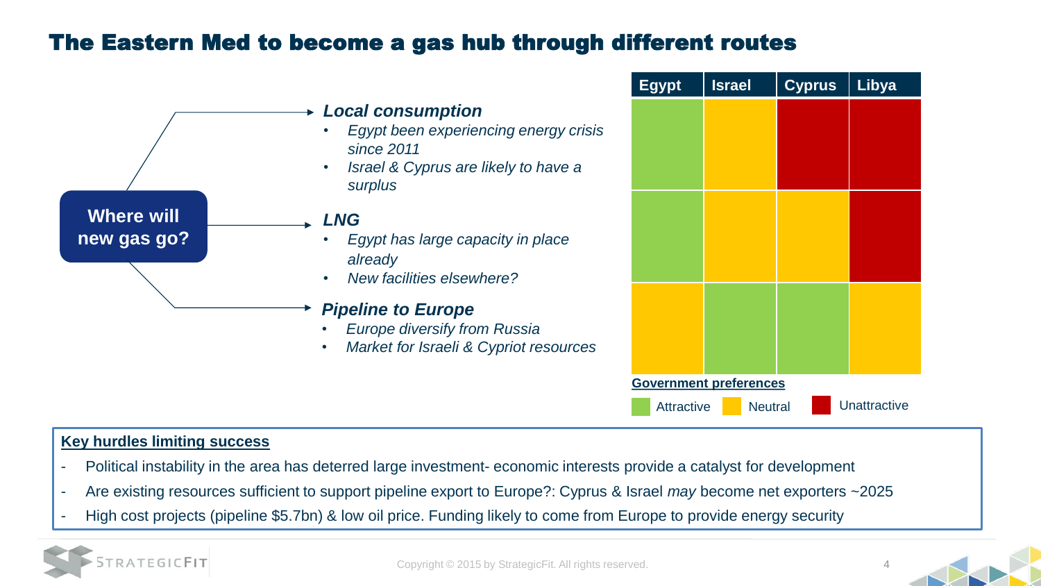# The Eastern Med to become a gas hub through different routes

**Where will new gas go?**

***Local consumption***

- *Egypt been experiencing energy crisis since 2011*
- *Israel & Cyprus are likely to have a surplus*

***LNG***

- *Egypt has large capacity in place already*
- *New facilities elsewhere?*

***Pipeline to Europe***

- *Europe diversify from Russia*
- *Market for Israeli & Cypriot resources*

| | Egypt | Israel | Cyprus | Libya |
|---|---|---|---|---|
| Local consumption | Attractive | Neutral | Unattractive | Unattractive |
| LNG | Attractive | Neutral | Neutral | Unattractive |
| Pipeline to Europe | Neutral | Attractive | Attractive | Neutral |

**Government preferences**

Attractive · Neutral · Unattractive

**Key hurdles limiting success**

- Political instability in the area has deterred large investment- economic interests provide a catalyst for development
- Are existing resources sufficient to support pipeline export to Europe?: Cyprus & Israel *may* become net exporters ~2025
- High cost projects (pipeline $5.7bn) & low oil price. Funding likely to come from Europe to provide energy security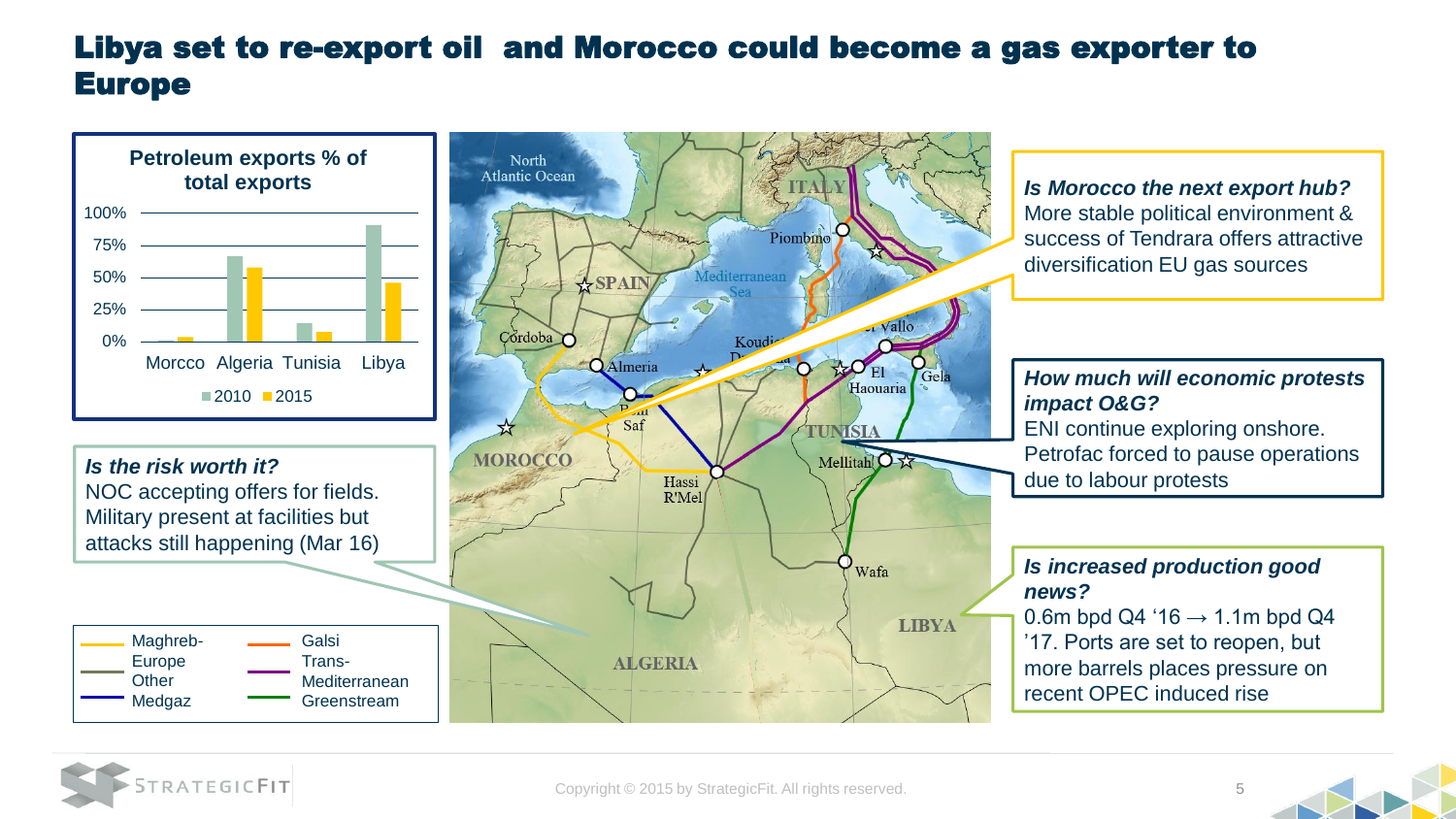# Libya set to re-export oil and Morocco could become a gas exporter to Europe

**Petroleum exports % of total exports**

| | 2010 | 2015 |
|---|---|---|
| Morcco | ~1% | ~3% |
| Algeria | ~66% | ~58% |
| Tunisia | ~14% | ~7% |
| Libya | ~90% | ~46% |

***Is the risk worth it?***
NOC accepting offers for fields. Military present at facilities but attacks still happening (Mar 16)

Legend: Maghreb-Europe; Other; Medgaz; Galsi; Trans-Mediterranean; Greenstream

***Is Morocco the next export hub?***
More stable political environment & success of Tendrara offers attractive diversification EU gas sources

***How much will economic protests impact O&G?***
ENI continue exploring onshore. Petrofac forced to pause operations due to labour protests

***Is increased production good news?***
0.6m bpd Q4 '16 → 1.1m bpd Q4 '17. Ports are set to reopen, but more barrels places pressure on recent OPEC induced rise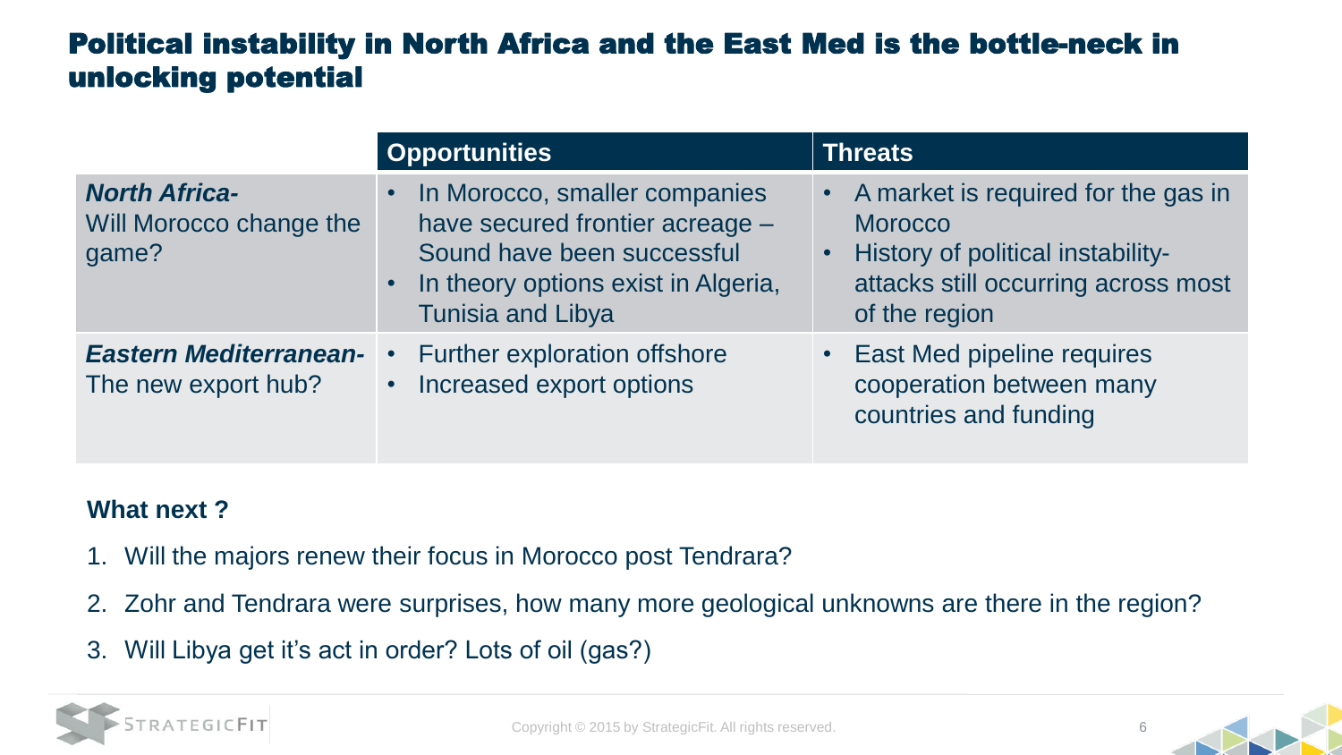# Political instability in North Africa and the East Med is the bottle-neck in unlocking potential

| | Opportunities | Threats |
| --- | --- | --- |
| ***North Africa-*** Will Morocco change the game? | • In Morocco, smaller companies have secured frontier acreage – Sound have been successful<br>• In theory options exist in Algeria, Tunisia and Libya | • A market is required for the gas in Morocco<br>• History of political instability- attacks still occurring across most of the region |
| ***Eastern Mediterranean-*** The new export hub? | • Further exploration offshore<br>• Increased export options | • East Med pipeline requires cooperation between many countries and funding |

**What next ?**

1. Will the majors renew their focus in Morocco post Tendrara?
2. Zohr and Tendrara were surprises, how many more geological unknowns are there in the region?
3. Will Libya get it's act in order? Lots of oil (gas?)